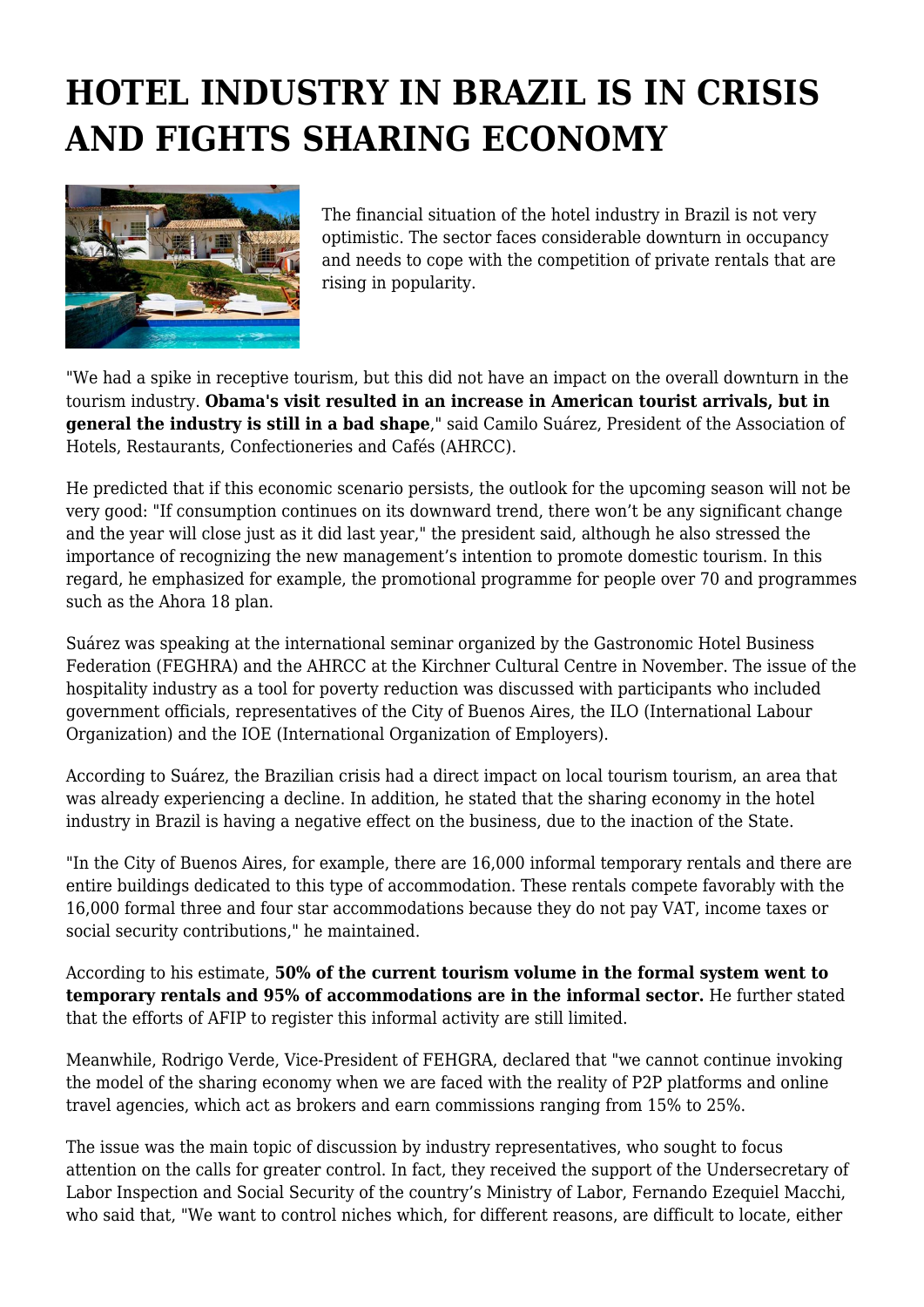# HOTEL INDUSTRY IN BRAZIL IS IN CRISIS AND FIGHTS SHARING ECONOMY

The financial situation of the hotel industry in Brazil is not very optimistic. The sector faces considerable downturn in occupancy and needs to cope with the competition of private rentals that are rising in popularity.

"We had a spike in receptive tourism, but this did not have an impact on the overall downturn in the tourism industry. **Obama's visit resulted in an increase in American tourist arrivals, but in general the industry is still in a bad shape**," said Camilo Suárez, President of the Association of Hotels, Restaurants, Confectioneries and Cafés (AHRCC).

He predicted that if this economic scenario persists, the outlook for the upcoming season will not be very good: "If consumption continues on its downward trend, there won't be any significant change and the year will close just as it did last year," the president said, although he also stressed the importance of recognizing the new management's intention to promote domestic tourism. In this regard, he emphasized for example, the promotional programme for people over 70 and programmes such as the Ahora 18 plan.

Suárez was speaking at the international seminar organized by the Gastronomic Hotel Business Federation (FEGHRA) and the AHRCC at the Kirchner Cultural Centre in November. The issue of the hospitality industry as a tool for poverty reduction was discussed with participants who included government officials, representatives of the City of Buenos Aires, the ILO (International Labour Organization) and the IOE (International Organization of Employers).

According to Suárez, the Brazilian crisis had a direct impact on local tourism tourism, an area that was already experiencing a decline. In addition, he stated that the sharing economy in the hotel industry in Brazil is having a negative effect on the business, due to the inaction of the State.

"In the City of Buenos Aires, for example, there are 16,000 informal temporary rentals and there are entire buildings dedicated to this type of accommodation. These rentals compete favorably with the 16,000 formal three and four star accommodations because they do not pay VAT, income taxes or social security contributions," he maintained.

According to his estimate, **50% of the current tourism volume in the formal system went to temporary rentals and 95% of accommodations are in the informal sector.** He further stated that the efforts of AFIP to register this informal activity are still limited.

Meanwhile, Rodrigo Verde, Vice-President of FEHGRA, declared that "we cannot continue invoking the model of the sharing economy when we are faced with the reality of P2P platforms and online travel agencies, which act as brokers and earn commissions ranging from 15% to 25%.

The issue was the main topic of discussion by industry representatives, who sought to focus attention on the calls for greater control. In fact, they received the support of the Undersecretary of Labor Inspection and Social Security of the country's Ministry of Labor, Fernando Ezequiel Macchi, who said that, "We want to control niches which, for different reasons, are difficult to locate, either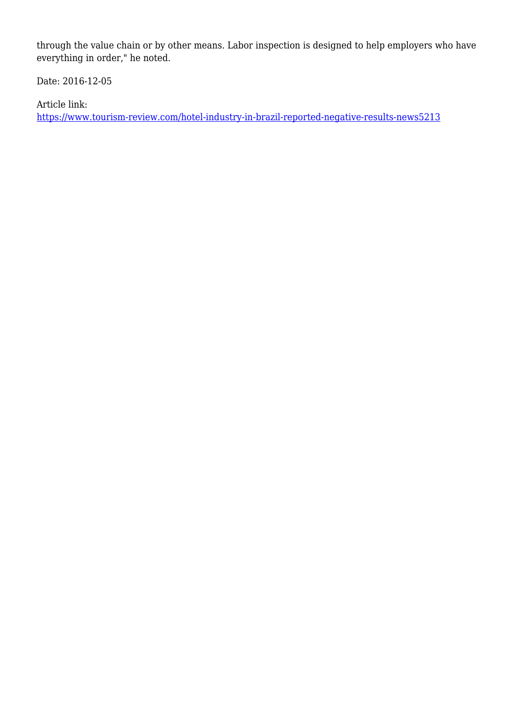through the value chain or by other means. Labor inspection is designed to help employers who have everything in order," he noted.

Date: 2016-12-05

Article link:
[https://www.tourism-review.com/hotel-industry-in-brazil-reported-negative-results-news5213](https://www.tourism-review.com/hotel-industry-in-brazil-reported-negative-results-news5213)